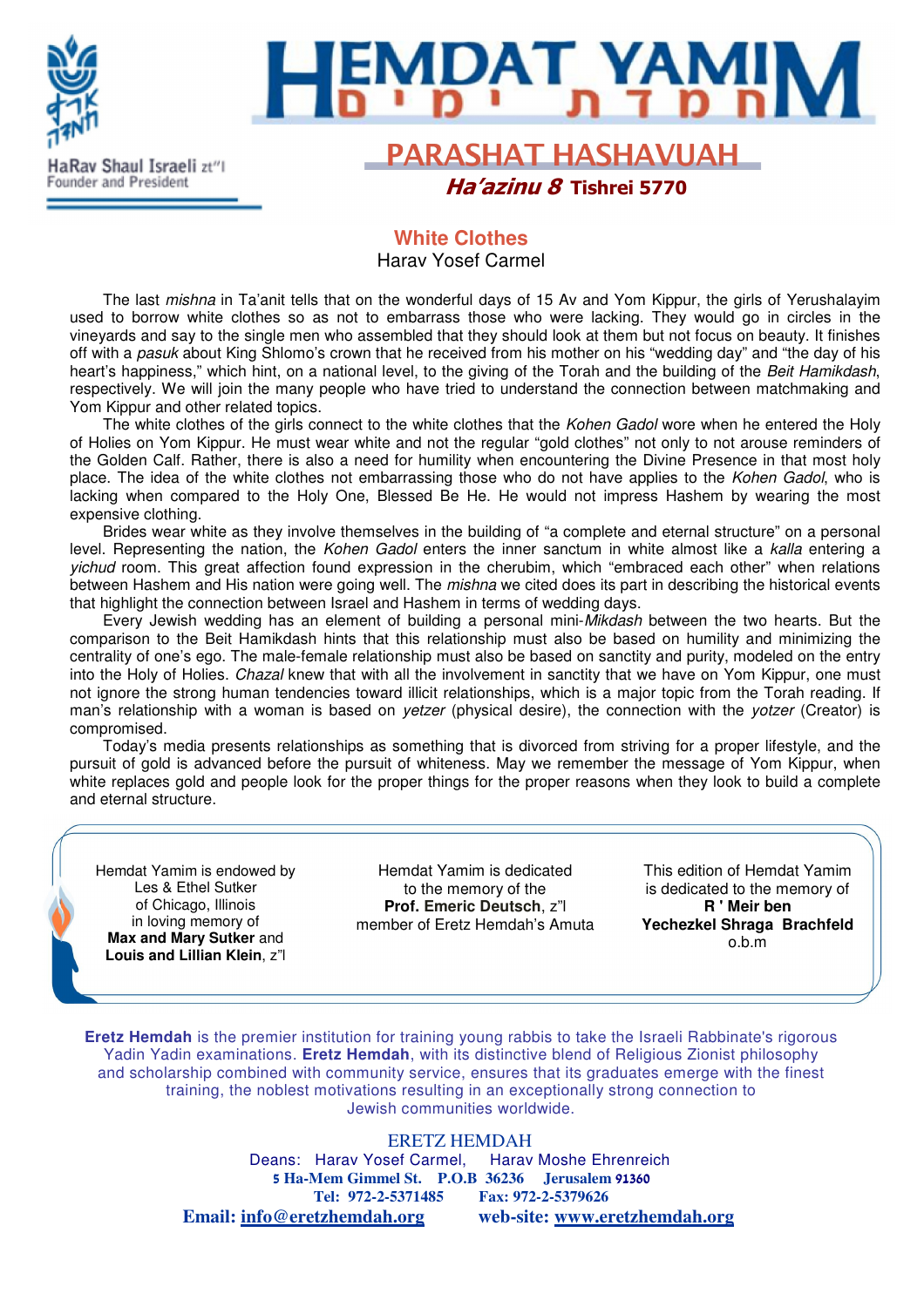HaRav Shaul Israeli zt"l
Founder and President

# HEMDAT YAMIM
חמדת ימים

## PARASHAT HASHAVUAH

***Ha'azinu* 8 Tishrei 5770**

### White Clothes

Harav Yosef Carmel

The last *mishna* in Ta'anit tells that on the wonderful days of 15 Av and Yom Kippur, the girls of Yerushalayim used to borrow white clothes so as not to embarrass those who were lacking. They would go in circles in the vineyards and say to the single men who assembled that they should look at them but not focus on beauty. It finishes off with a *pasuk* about King Shlomo's crown that he received from his mother on his "wedding day" and "the day of his heart's happiness," which hint, on a national level, to the giving of the Torah and the building of the *Beit Hamikdash*, respectively. We will join the many people who have tried to understand the connection between matchmaking and Yom Kippur and other related topics.

The white clothes of the girls connect to the white clothes that the *Kohen Gadol* wore when he entered the Holy of Holies on Yom Kippur. He must wear white and not the regular "gold clothes" not only to not arouse reminders of the Golden Calf. Rather, there is also a need for humility when encountering the Divine Presence in that most holy place. The idea of the white clothes not embarrassing those who do not have applies to the *Kohen Gadol*, who is lacking when compared to the Holy One, Blessed Be He. He would not impress Hashem by wearing the most expensive clothing.

Brides wear white as they involve themselves in the building of "a complete and eternal structure" on a personal level. Representing the nation, the *Kohen Gadol* enters the inner sanctum in white almost like a *kalla* entering a *yichud* room. This great affection found expression in the cherubim, which "embraced each other" when relations between Hashem and His nation were going well. The *mishna* we cited does its part in describing the historical events that highlight the connection between Israel and Hashem in terms of wedding days.

Every Jewish wedding has an element of building a personal mini-*Mikdash* between the two hearts. But the comparison to the Beit Hamikdash hints that this relationship must also be based on humility and minimizing the centrality of one's ego. The male-female relationship must also be based on sanctity and purity, modeled on the entry into the Holy of Holies. *Chazal* knew that with all the involvement in sanctity that we have on Yom Kippur, one must not ignore the strong human tendencies toward illicit relationships, which is a major topic from the Torah reading. If man's relationship with a woman is based on *yetzer* (physical desire), the connection with the *yotzer* (Creator) is compromised.

Today's media presents relationships as something that is divorced from striving for a proper lifestyle, and the pursuit of gold is advanced before the pursuit of whiteness. May we remember the message of Yom Kippur, when white replaces gold and people look for the proper things for the proper reasons when they look to build a complete and eternal structure.

---

Hemdat Yamim is endowed by Les & Ethel Sutker of Chicago, Illinois in loving memory of **Max and Mary Sutker** and **Louis and Lillian Klein**, z"l

Hemdat Yamim is dedicated to the memory of the **Prof. Emeric Deutsch**, z"l member of Eretz Hemdah's Amuta

This edition of Hemdat Yamim is dedicated to the memory of **R ' Meir ben Yechezkel Shraga Brachfeld** o.b.m

---

**Eretz Hemdah** is the premier institution for training young rabbis to take the Israeli Rabbinate's rigorous Yadin Yadin examinations. **Eretz Hemdah**, with its distinctive blend of Religious Zionist philosophy and scholarship combined with community service, ensures that its graduates emerge with the finest training, the noblest motivations resulting in an exceptionally strong connection to Jewish communities worldwide.

ERETZ HEMDAH

Deans: Harav Yosef Carmel, Harav Moshe Ehrenreich

**5 Ha-Mem Gimmel St. P.O.B 36236 Jerusalem 91360**

**Tel: 972-2-5371485 Fax: 972-2-5379626**

**Email: info@eretzhemdah.org web-site: www.eretzhemdah.org**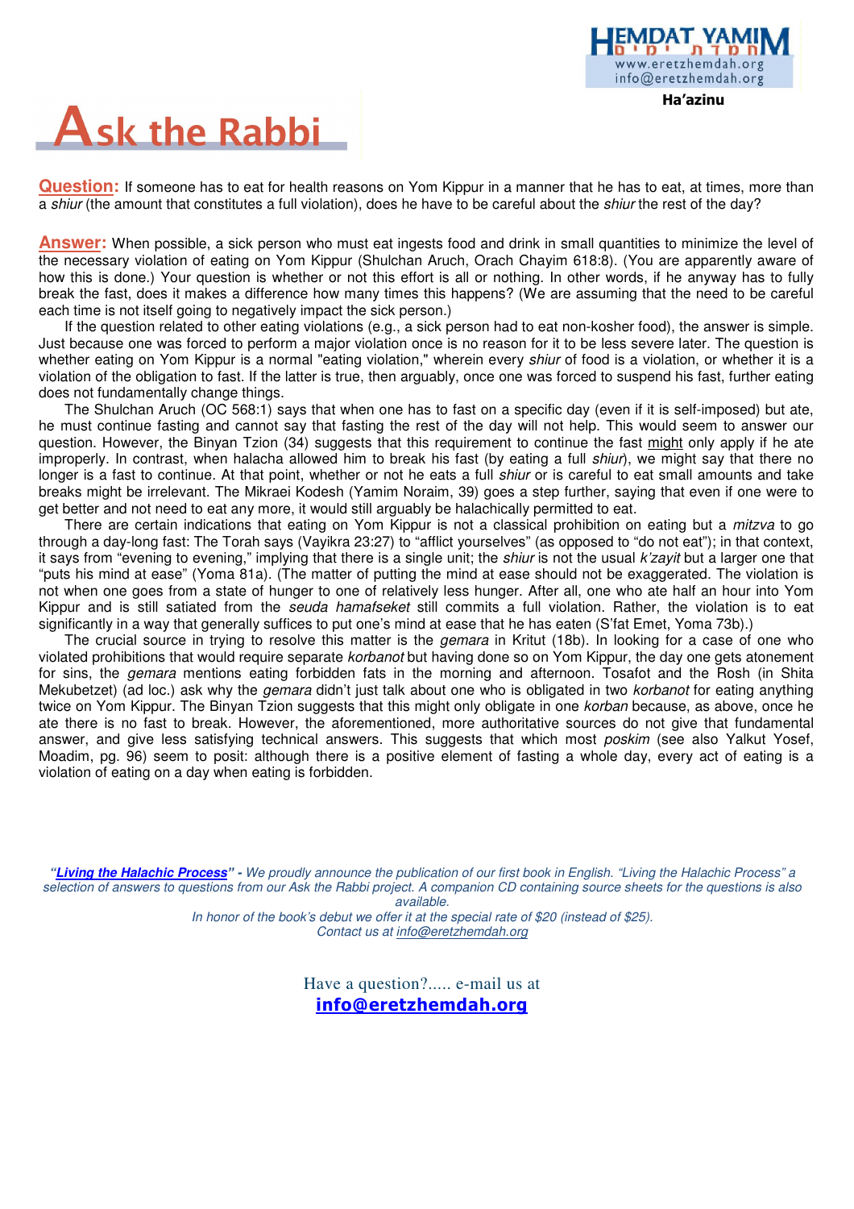Ha'azinu

# Ask the Rabbi

**Question:** If someone has to eat for health reasons on Yom Kippur in a manner that he has to eat, at times, more than a *shiur* (the amount that constitutes a full violation), does he have to be careful about the *shiur* the rest of the day?

**Answer:** When possible, a sick person who must eat ingests food and drink in small quantities to minimize the level of the necessary violation of eating on Yom Kippur (Shulchan Aruch, Orach Chayim 618:8). (You are apparently aware of how this is done.) Your question is whether or not this effort is all or nothing. In other words, if he anyway has to fully break the fast, does it makes a difference how many times this happens? (We are assuming that the need to be careful each time is not itself going to negatively impact the sick person.)

If the question related to other eating violations (e.g., a sick person had to eat non-kosher food), the answer is simple. Just because one was forced to perform a major violation once is no reason for it to be less severe later. The question is whether eating on Yom Kippur is a normal "eating violation," wherein every *shiur* of food is a violation, or whether it is a violation of the obligation to fast. If the latter is true, then arguably, once one was forced to suspend his fast, further eating does not fundamentally change things.

The Shulchan Aruch (OC 568:1) says that when one has to fast on a specific day (even if it is self-imposed) but ate, he must continue fasting and cannot say that fasting the rest of the day will not help. This would seem to answer our question. However, the Binyan Tzion (34) suggests that this requirement to continue the fast might only apply if he ate improperly. In contrast, when halacha allowed him to break his fast (by eating a full *shiur*), we might say that there no longer is a fast to continue. At that point, whether or not he eats a full *shiur* or is careful to eat small amounts and take breaks might be irrelevant. The Mikraei Kodesh (Yamim Noraim, 39) goes a step further, saying that even if one were to get better and not need to eat any more, it would still arguably be halachically permitted to eat.

There are certain indications that eating on Yom Kippur is not a classical prohibition on eating but a *mitzva* to go through a day-long fast: The Torah says (Vayikra 23:27) to "afflict yourselves" (as opposed to "do not eat"); in that context, it says from "evening to evening," implying that there is a single unit; the *shiur* is not the usual *k'zayit* but a larger one that "puts his mind at ease" (Yoma 81a). (The matter of putting the mind at ease should not be exaggerated. The violation is not when one goes from a state of hunger to one of relatively less hunger. After all, one who ate half an hour into Yom Kippur and is still satiated from the *seuda hamafseket* still commits a full violation. Rather, the violation is to eat significantly in a way that generally suffices to put one's mind at ease that he has eaten (S'fat Emet, Yoma 73b).)

The crucial source in trying to resolve this matter is the *gemara* in Kritut (18b). In looking for a case of one who violated prohibitions that would require separate *korbanot* but having done so on Yom Kippur, the day one gets atonement for sins, the *gemara* mentions eating forbidden fats in the morning and afternoon. Tosafot and the Rosh (in Shita Mekubetzet) (ad loc.) ask why the *gemara* didn't just talk about one who is obligated in two *korbanot* for eating anything twice on Yom Kippur. The Binyan Tzion suggests that this might only obligate in one *korban* because, as above, once he ate there is no fast to break. However, the aforementioned, more authoritative sources do not give that fundamental answer, and give less satisfying technical answers. This suggests that which most *poskim* (see also Yalkut Yosef, Moadim, pg. 96) seem to posit: although there is a positive element of fasting a whole day, every act of eating is a violation of eating on a day when eating is forbidden.

*"**Living the Halachic Process**" - We proudly announce the publication of our first book in English. "Living the Halachic Process" a selection of answers to questions from our Ask the Rabbi project. A companion CD containing source sheets for the questions is also available.*
*In honor of the book's debut we offer it at the special rate of $20 (instead of $25).*
*Contact us at info@eretzhemdah.org*

Have a question?..... e-mail us at
**info@eretzhemdah.org**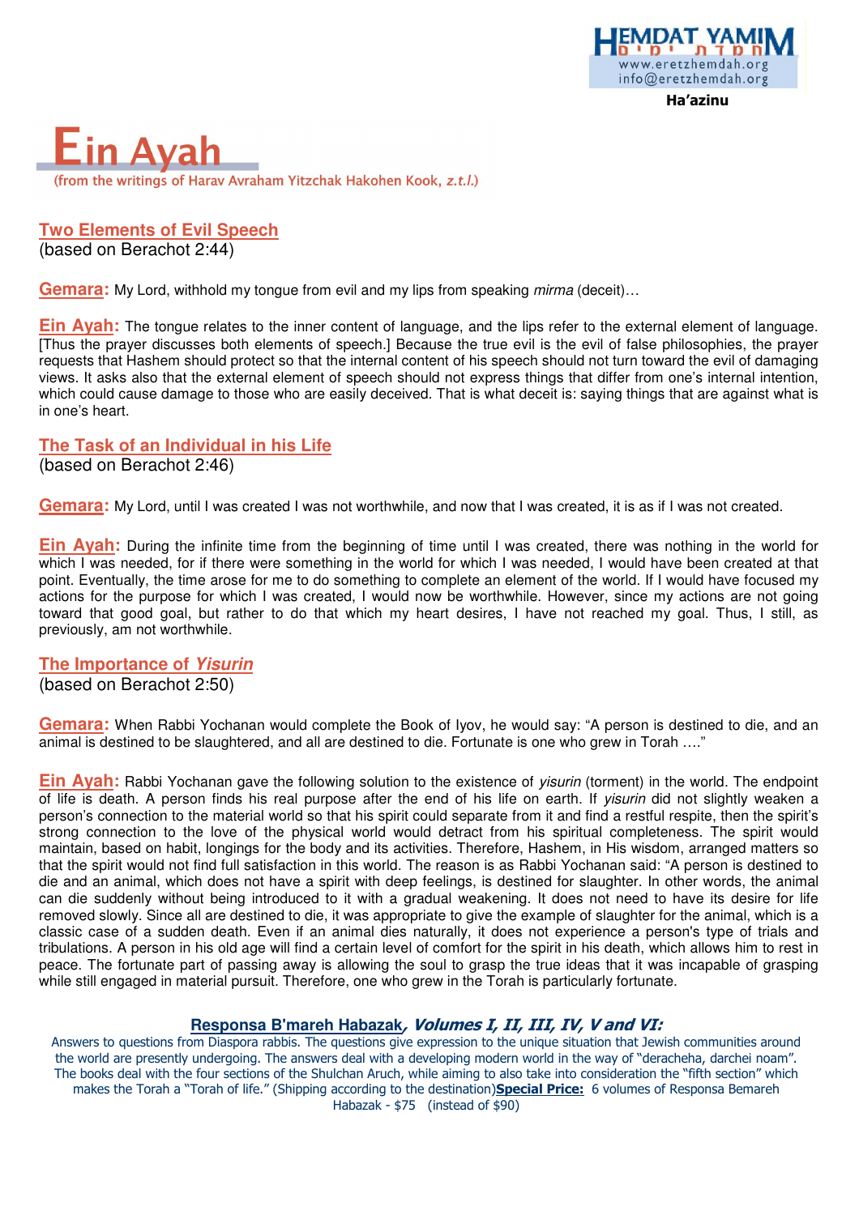# Ein Ayah

(from the writings of Harav Avraham Yitzchak Hakohen Kook, *z.t.l.*)

## Two Elements of Evil Speech

(based on Berachot 2:44)

**Gemara:** My Lord, withhold my tongue from evil and my lips from speaking *mirma* (deceit)…

**Ein Ayah:** The tongue relates to the inner content of language, and the lips refer to the external element of language. [Thus the prayer discusses both elements of speech.] Because the true evil is the evil of false philosophies, the prayer requests that Hashem should protect so that the internal content of his speech should not turn toward the evil of damaging views. It asks also that the external element of speech should not express things that differ from one's internal intention, which could cause damage to those who are easily deceived. That is what deceit is: saying things that are against what is in one's heart.

## The Task of an Individual in his Life

(based on Berachot 2:46)

**Gemara:** My Lord, until I was created I was not worthwhile, and now that I was created, it is as if I was not created.

**Ein Ayah:** During the infinite time from the beginning of time until I was created, there was nothing in the world for which I was needed, for if there were something in the world for which I was needed, I would have been created at that point. Eventually, the time arose for me to do something to complete an element of the world. If I would have focused my actions for the purpose for which I was created, I would now be worthwhile. However, since my actions are not going toward that good goal, but rather to do that which my heart desires, I have not reached my goal. Thus, I still, as previously, am not worthwhile.

## The Importance of *Yisurin*

(based on Berachot 2:50)

**Gemara:** When Rabbi Yochanan would complete the Book of Iyov, he would say: "A person is destined to die, and an animal is destined to be slaughtered, and all are destined to die. Fortunate is one who grew in Torah …."

**Ein Ayah:** Rabbi Yochanan gave the following solution to the existence of *yisurin* (torment) in the world. The endpoint of life is death. A person finds his real purpose after the end of his life on earth. If *yisurin* did not slightly weaken a person's connection to the material world so that his spirit could separate from it and find a restful respite, then the spirit's strong connection to the love of the physical world would detract from his spiritual completeness. The spirit would maintain, based on habit, longings for the body and its activities. Therefore, Hashem, in His wisdom, arranged matters so that the spirit would not find full satisfaction in this world. The reason is as Rabbi Yochanan said: "A person is destined to die and an animal, which does not have a spirit with deep feelings, is destined for slaughter. In other words, the animal can die suddenly without being introduced to it with a gradual weakening. It does not need to have its desire for life removed slowly. Since all are destined to die, it was appropriate to give the example of slaughter for the animal, which is a classic case of a sudden death. Even if an animal dies naturally, it does not experience a person's type of trials and tribulations. A person in his old age will find a certain level of comfort for the spirit in his death, which allows him to rest in peace. The fortunate part of passing away is allowing the soul to grasp the true ideas that it was incapable of grasping while still engaged in material pursuit. Therefore, one who grew in the Torah is particularly fortunate.

**Responsa B'mareh Habazak*, Volumes I, II, III, IV, V and VI:***

Answers to questions from Diaspora rabbis. The questions give expression to the unique situation that Jewish communities around the world are presently undergoing. The answers deal with a developing modern world in the way of "deracheha, darchei noam". The books deal with the four sections of the Shulchan Aruch, while aiming to also take into consideration the "fifth section" which makes the Torah a "Torah of life." (Shipping according to the destination)**Special Price:** 6 volumes of Responsa Bemareh Habazak - $75 (instead of $90)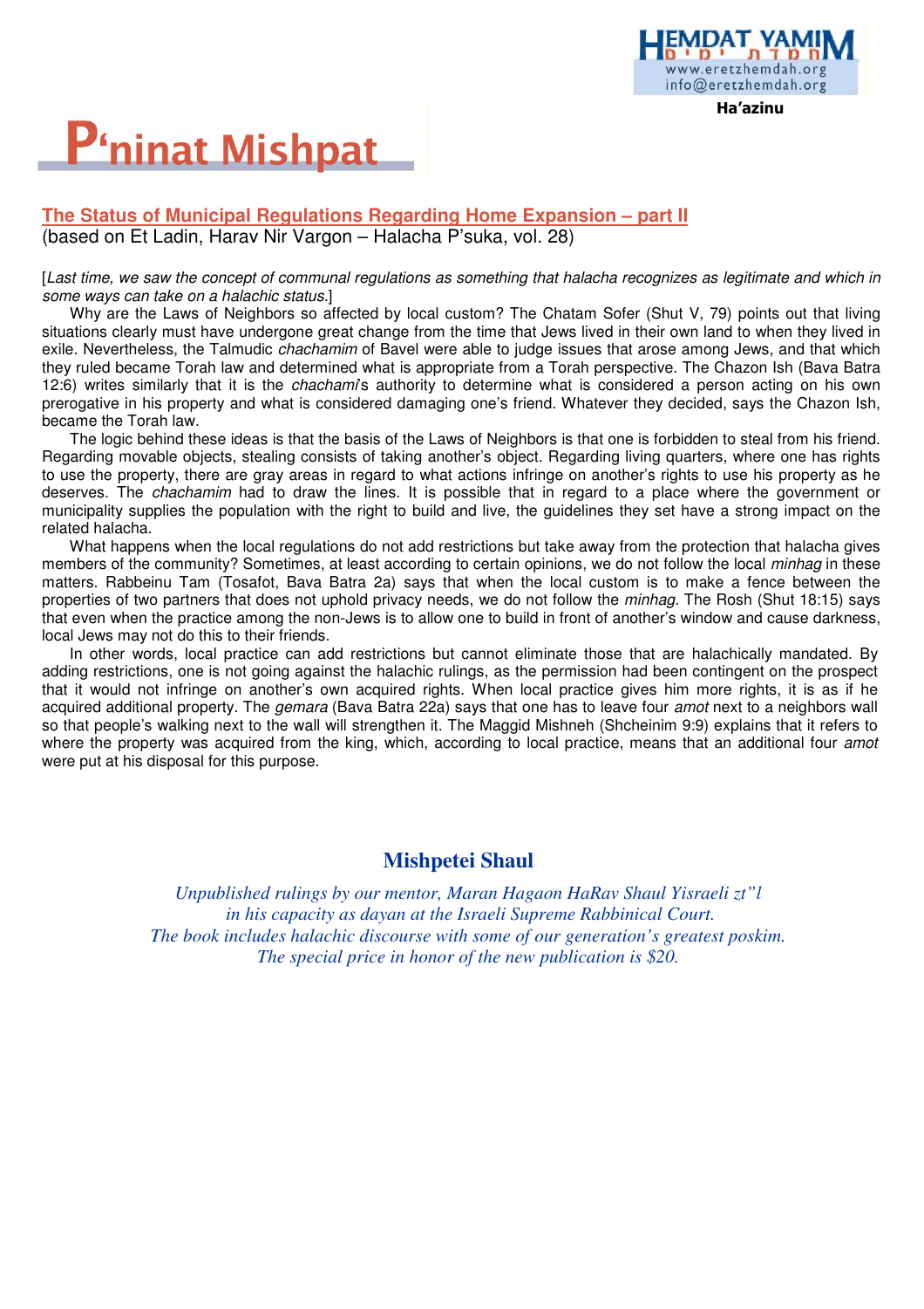# P'ninat Mishpat

## The Status of Municipal Regulations Regarding Home Expansion – part II

(based on Et Ladin, Harav Nir Vargon – Halacha P'suka, vol. 28)

[*Last time, we saw the concept of communal regulations as something that halacha recognizes as legitimate and which in some ways can take on a halachic status.*]

Why are the Laws of Neighbors so affected by local custom? The Chatam Sofer (Shut V, 79) points out that living situations clearly must have undergone great change from the time that Jews lived in their own land to when they lived in exile. Nevertheless, the Talmudic *chachamim* of Bavel were able to judge issues that arose among Jews, and that which they ruled became Torah law and determined what is appropriate from a Torah perspective. The Chazon Ish (Bava Batra 12:6) writes similarly that it is the *chachami*'s authority to determine what is considered a person acting on his own prerogative in his property and what is considered damaging one's friend. Whatever they decided, says the Chazon Ish, became the Torah law.

The logic behind these ideas is that the basis of the Laws of Neighbors is that one is forbidden to steal from his friend. Regarding movable objects, stealing consists of taking another's object. Regarding living quarters, where one has rights to use the property, there are gray areas in regard to what actions infringe on another's rights to use his property as he deserves. The *chachamim* had to draw the lines. It is possible that in regard to a place where the government or municipality supplies the population with the right to build and live, the guidelines they set have a strong impact on the related halacha.

What happens when the local regulations do not add restrictions but take away from the protection that halacha gives members of the community? Sometimes, at least according to certain opinions, we do not follow the local *minhag* in these matters. Rabbeinu Tam (Tosafot, Bava Batra 2a) says that when the local custom is to make a fence between the properties of two partners that does not uphold privacy needs, we do not follow the *minhag*. The Rosh (Shut 18:15) says that even when the practice among the non-Jews is to allow one to build in front of another's window and cause darkness, local Jews may not do this to their friends.

In other words, local practice can add restrictions but cannot eliminate those that are halachically mandated. By adding restrictions, one is not going against the halachic rulings, as the permission had been contingent on the prospect that it would not infringe on another's own acquired rights. When local practice gives him more rights, it is as if he acquired additional property. The *gemara* (Bava Batra 22a) says that one has to leave four *amot* next to a neighbors wall so that people's walking next to the wall will strengthen it. The Maggid Mishneh (Shcheinim 9:9) explains that it refers to where the property was acquired from the king, which, according to local practice, means that an additional four *amot* were put at his disposal for this purpose.

## Mishpetei Shaul

*Unpublished rulings by our mentor, Maran Hagaon HaRav Shaul Yisraeli zt"l*
*in his capacity as dayan at the Israeli Supreme Rabbinical Court.*
*The book includes halachic discourse with some of our generation's greatest poskim.*
*The special price in honor of the new publication is $20.*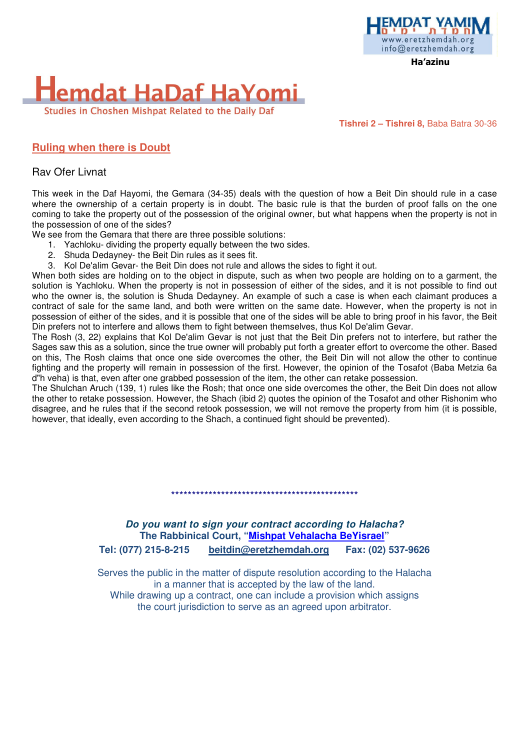Ha'azinu

# Hemdat HaDaf HaYomi

Studies in Choshen Mishpat Related to the Daily Daf

**Tishrei 2 – Tishrei 8,** Baba Batra 30-36

## Ruling when there is Doubt

Rav Ofer Livnat

This week in the Daf Hayomi, the Gemara (34-35) deals with the question of how a Beit Din should rule in a case where the ownership of a certain property is in doubt. The basic rule is that the burden of proof falls on the one coming to take the property out of the possession of the original owner, but what happens when the property is not in the possession of one of the sides?

We see from the Gemara that there are three possible solutions:

1. Yachloku- dividing the property equally between the two sides.
2. Shuda Dedayney- the Beit Din rules as it sees fit.
3. Kol De'alim Gevar- the Beit Din does not rule and allows the sides to fight it out.

When both sides are holding on to the object in dispute, such as when two people are holding on to a garment, the solution is Yachloku. When the property is not in possession of either of the sides, and it is not possible to find out who the owner is, the solution is Shuda Dedayney. An example of such a case is when each claimant produces a contract of sale for the same land, and both were written on the same date. However, when the property is not in possession of either of the sides, and it is possible that one of the sides will be able to bring proof in his favor, the Beit Din prefers not to interfere and allows them to fight between themselves, thus Kol De'alim Gevar.

The Rosh (3, 22) explains that Kol De'alim Gevar is not just that the Beit Din prefers not to interfere, but rather the Sages saw this as a solution, since the true owner will probably put forth a greater effort to overcome the other. Based on this, The Rosh claims that once one side overcomes the other, the Beit Din will not allow the other to continue fighting and the property will remain in possession of the first. However, the opinion of the Tosafot (Baba Metzia 6a d"h veha) is that, even after one grabbed possession of the item, the other can retake possession.

The Shulchan Aruch (139, 1) rules like the Rosh; that once one side overcomes the other, the Beit Din does not allow the other to retake possession. However, the Shach (ibid 2) quotes the opinion of the Tosafot and other Rishonim who disagree, and he rules that if the second retook possession, we will not remove the property from him (it is possible, however, that ideally, even according to the Shach, a continued fight should be prevented).

\*\*\*\*\*\*\*\*\*\*\*\*\*\*\*\*\*\*\*\*\*\*\*\*\*\*\*\*\*\*\*\*\*\*\*\*\*\*\*\*\*\*\*\*\*\*\*\*

***Do you want to sign your contract according to Halacha?***

**The Rabbinical Court, "Mishpat Vehalacha BeYisrael"**

**Tel: (077) 215-8-215 beitdin@eretzhemdah.org Fax: (02) 537-9626**

Serves the public in the matter of dispute resolution according to the Halacha in a manner that is accepted by the law of the land.
While drawing up a contract, one can include a provision which assigns the court jurisdiction to serve as an agreed upon arbitrator.